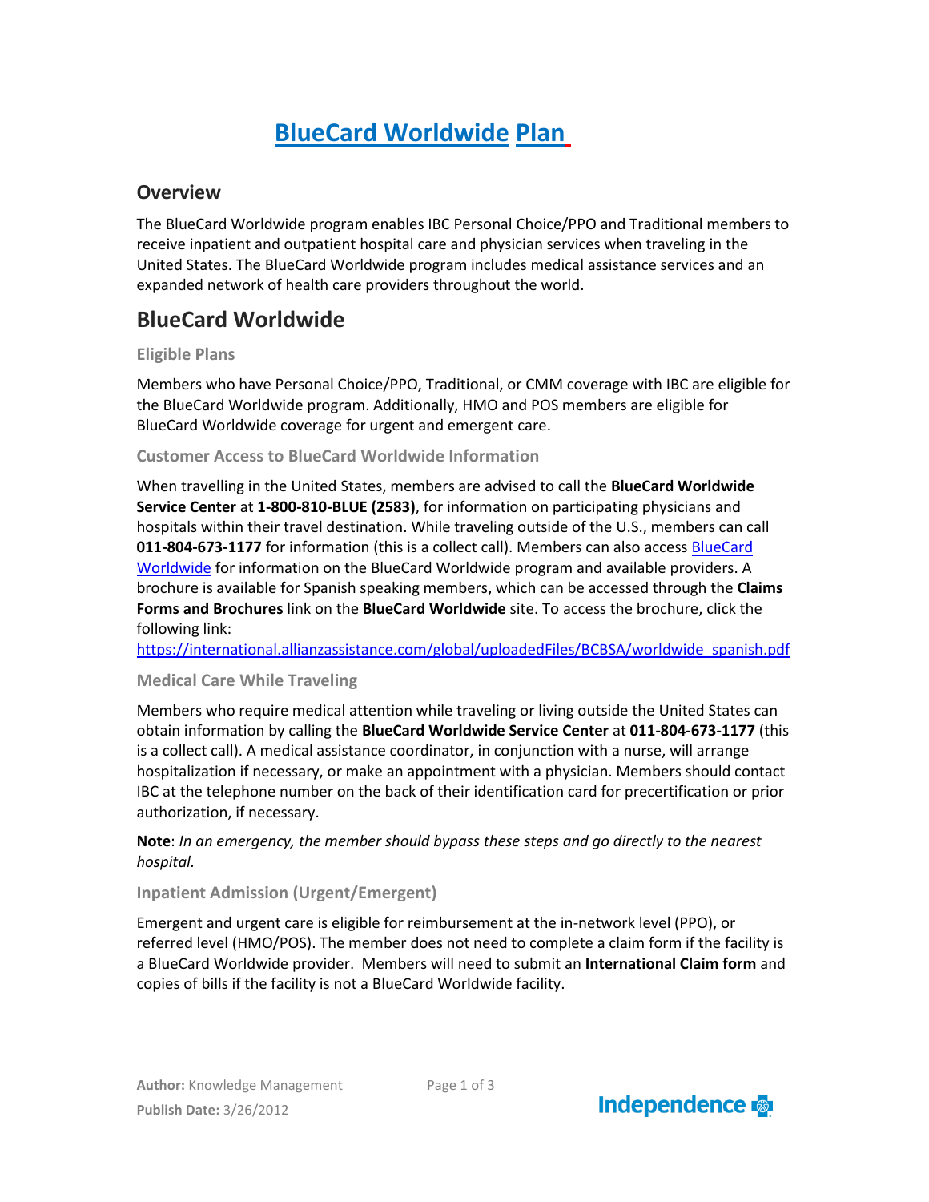# [BlueCard Worldwide Plan](#)

## Overview

The BlueCard Worldwide program enables IBC Personal Choice/PPO and Traditional members to receive inpatient and outpatient hospital care and physician services when traveling in the United States. The BlueCard Worldwide program includes medical assistance services and an expanded network of health care providers throughout the world.

## BlueCard Worldwide

### Eligible Plans

Members who have Personal Choice/PPO, Traditional, or CMM coverage with IBC are eligible for the BlueCard Worldwide program. Additionally, HMO and POS members are eligible for BlueCard Worldwide coverage for urgent and emergent care.

### Customer Access to BlueCard Worldwide Information

When travelling in the United States, members are advised to call the **BlueCard Worldwide Service Center** at **1-800-810-BLUE (2583)**, for information on participating physicians and hospitals within their travel destination. While traveling outside of the U.S., members can call **011-804-673-1177** for information (this is a collect call). Members can also access [BlueCard Worldwide](#) for information on the BlueCard Worldwide program and available providers. A brochure is available for Spanish speaking members, which can be accessed through the **Claims Forms and Brochures** link on the **BlueCard Worldwide** site. To access the brochure, click the following link:
https://international.allianzassistance.com/global/uploadedFiles/BCBSA/worldwide_spanish.pdf

### Medical Care While Traveling

Members who require medical attention while traveling or living outside the United States can obtain information by calling the **BlueCard Worldwide Service Center** at **011-804-673-1177** (this is a collect call). A medical assistance coordinator, in conjunction with a nurse, will arrange hospitalization if necessary, or make an appointment with a physician. Members should contact IBC at the telephone number on the back of their identification card for precertification or prior authorization, if necessary.

**Note**: *In an emergency, the member should bypass these steps and go directly to the nearest hospital.*

### Inpatient Admission (Urgent/Emergent)

Emergent and urgent care is eligible for reimbursement at the in-network level (PPO), or referred level (HMO/POS). The member does not need to complete a claim form if the facility is a BlueCard Worldwide provider. Members will need to submit an **International Claim form** and copies of bills if the facility is not a BlueCard Worldwide facility.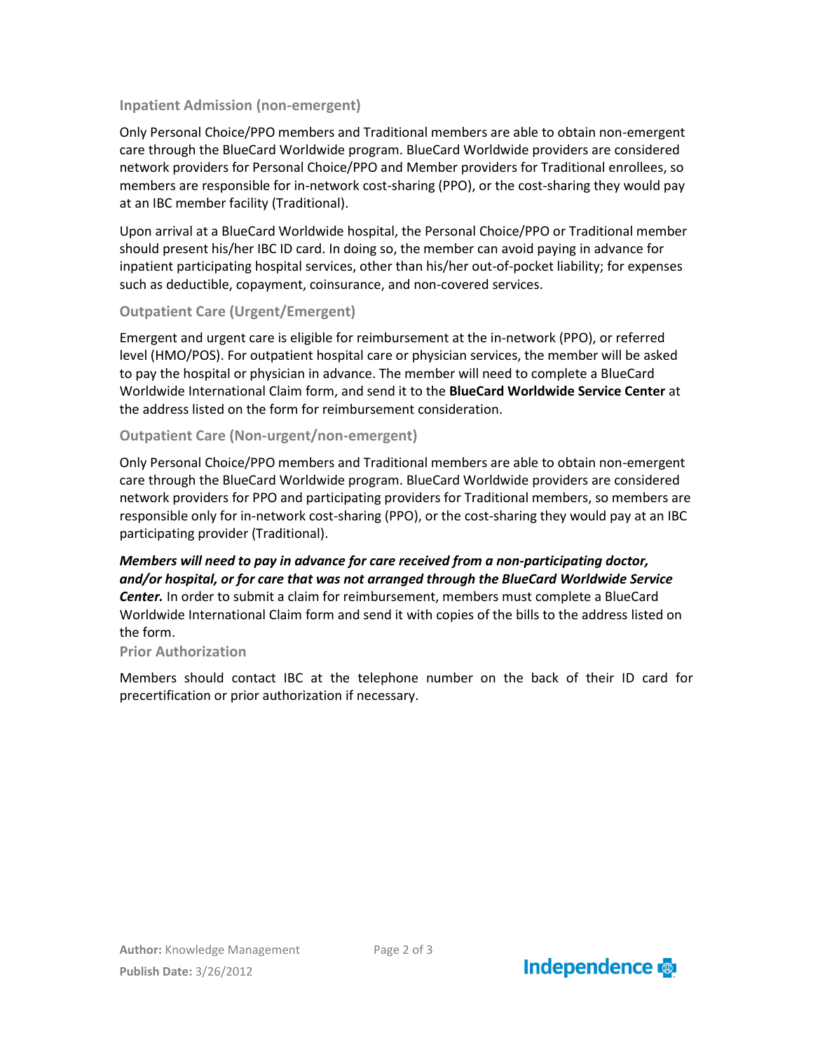### Inpatient Admission (non-emergent)

Only Personal Choice/PPO members and Traditional members are able to obtain non-emergent care through the BlueCard Worldwide program. BlueCard Worldwide providers are considered network providers for Personal Choice/PPO and Member providers for Traditional enrollees, so members are responsible for in-network cost-sharing (PPO), or the cost-sharing they would pay at an IBC member facility (Traditional).

Upon arrival at a BlueCard Worldwide hospital, the Personal Choice/PPO or Traditional member should present his/her IBC ID card. In doing so, the member can avoid paying in advance for inpatient participating hospital services, other than his/her out-of-pocket liability; for expenses such as deductible, copayment, coinsurance, and non-covered services.

### Outpatient Care (Urgent/Emergent)

Emergent and urgent care is eligible for reimbursement at the in-network (PPO), or referred level (HMO/POS). For outpatient hospital care or physician services, the member will be asked to pay the hospital or physician in advance. The member will need to complete a BlueCard Worldwide International Claim form, and send it to the **BlueCard Worldwide Service Center** at the address listed on the form for reimbursement consideration.

### Outpatient Care (Non-urgent/non-emergent)

Only Personal Choice/PPO members and Traditional members are able to obtain non-emergent care through the BlueCard Worldwide program. BlueCard Worldwide providers are considered network providers for PPO and participating providers for Traditional members, so members are responsible only for in-network cost-sharing (PPO), or the cost-sharing they would pay at an IBC participating provider (Traditional).

***Members will need to pay in advance for care received from a non-participating doctor, and/or hospital, or for care that was not arranged through the BlueCard Worldwide Service Center.*** In order to submit a claim for reimbursement, members must complete a BlueCard Worldwide International Claim form and send it with copies of the bills to the address listed on the form.

### Prior Authorization

Members should contact IBC at the telephone number on the back of their ID card for precertification or prior authorization if necessary.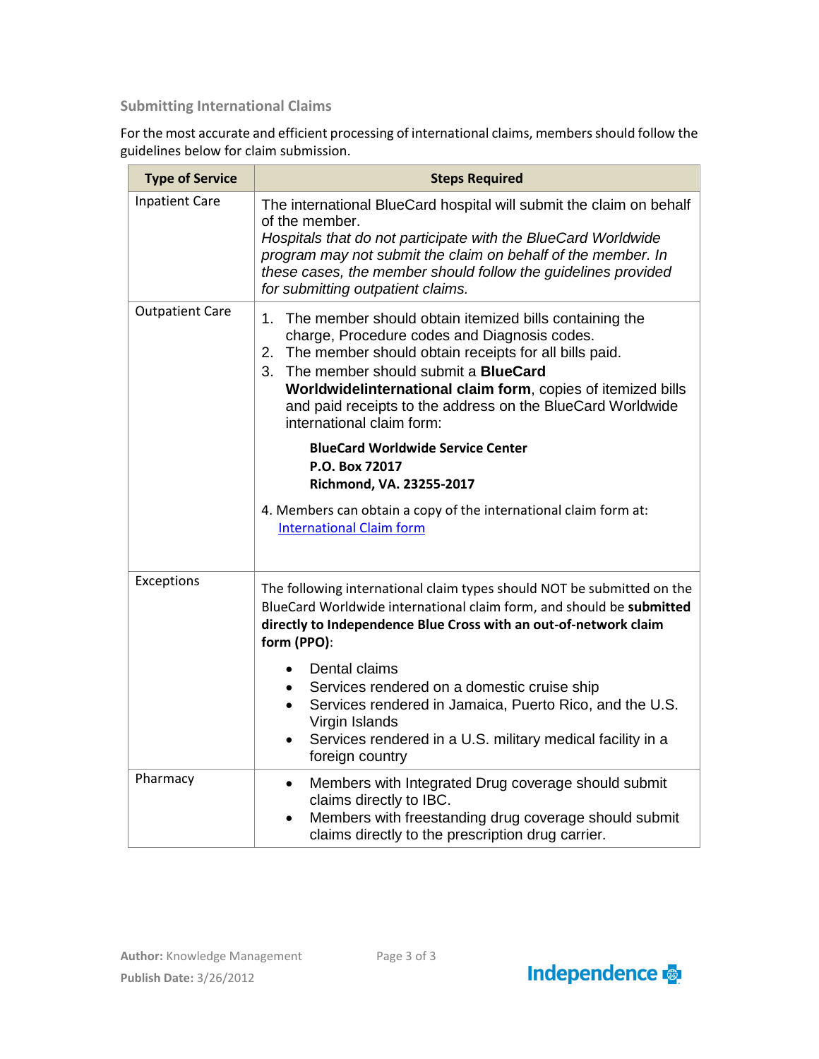### Submitting International Claims

For the most accurate and efficient processing of international claims, members should follow the guidelines below for claim submission.

| Type of Service | Steps Required |
|---|---|
| Inpatient Care | The international BlueCard hospital will submit the claim on behalf of the member.<br>*Hospitals that do not participate with the BlueCard Worldwide program may not submit the claim on behalf of the member. In these cases, the member should follow the guidelines provided for submitting outpatient claims.* |
| Outpatient Care | 1. The member should obtain itemized bills containing the charge, Procedure codes and Diagnosis codes.<br>2. The member should obtain receipts for all bills paid.<br>3. The member should submit a **BlueCard Worldwideinternational claim form**, copies of itemized bills and paid receipts to the address on the BlueCard Worldwide international claim form:<br>**BlueCard Worldwide Service Center**<br>**P.O. Box 72017**<br>**Richmond, VA. 23255-2017**<br>4. Members can obtain a copy of the international claim form at: International Claim form |
| Exceptions | The following international claim types should NOT be submitted on the BlueCard Worldwide international claim form, and should be **submitted directly to Independence Blue Cross with an out-of-network claim form (PPO)**:<br>• Dental claims<br>• Services rendered on a domestic cruise ship<br>• Services rendered in Jamaica, Puerto Rico, and the U.S. Virgin Islands<br>• Services rendered in a U.S. military medical facility in a foreign country |
| Pharmacy | • Members with Integrated Drug coverage should submit claims directly to IBC.<br>• Members with freestanding drug coverage should submit claims directly to the prescription drug carrier. |

**Author:** Knowledge Management

**Publish Date:** 3/26/2012

Independence